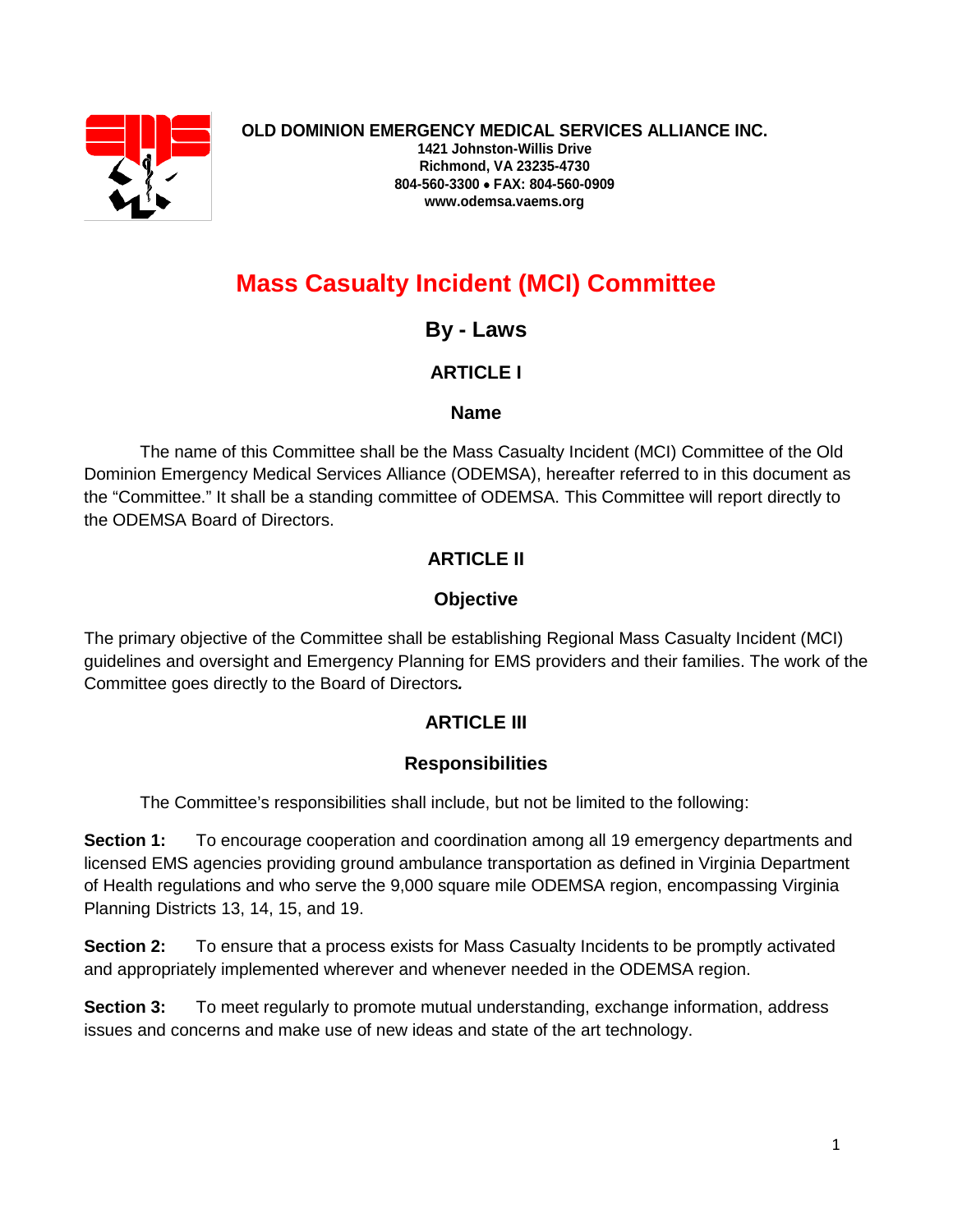**OLD DOMINION EMERGENCY MEDICAL SERVICES ALLIANCE INC.**
**1421 Johnston-Willis Drive**
**Richmond, VA 23235-4730**
**804-560-3300 • FAX: 804-560-0909**
**www.odemsa.vaems.org**

# Mass Casualty Incident (MCI) Committee

## By - Laws

### ARTICLE I

### Name

The name of this Committee shall be the Mass Casualty Incident (MCI) Committee of the Old Dominion Emergency Medical Services Alliance (ODEMSA), hereafter referred to in this document as the "Committee." It shall be a standing committee of ODEMSA. This Committee will report directly to the ODEMSA Board of Directors.

### ARTICLE II

### Objective

The primary objective of the Committee shall be establishing Regional Mass Casualty Incident (MCI) guidelines and oversight and Emergency Planning for EMS providers and their families. The work of the Committee goes directly to the Board of Directors*.*

### ARTICLE III

### Responsibilities

The Committee's responsibilities shall include, but not be limited to the following:

**Section 1:** To encourage cooperation and coordination among all 19 emergency departments and licensed EMS agencies providing ground ambulance transportation as defined in Virginia Department of Health regulations and who serve the 9,000 square mile ODEMSA region, encompassing Virginia Planning Districts 13, 14, 15, and 19.

**Section 2:** To ensure that a process exists for Mass Casualty Incidents to be promptly activated and appropriately implemented wherever and whenever needed in the ODEMSA region.

**Section 3:** To meet regularly to promote mutual understanding, exchange information, address issues and concerns and make use of new ideas and state of the art technology.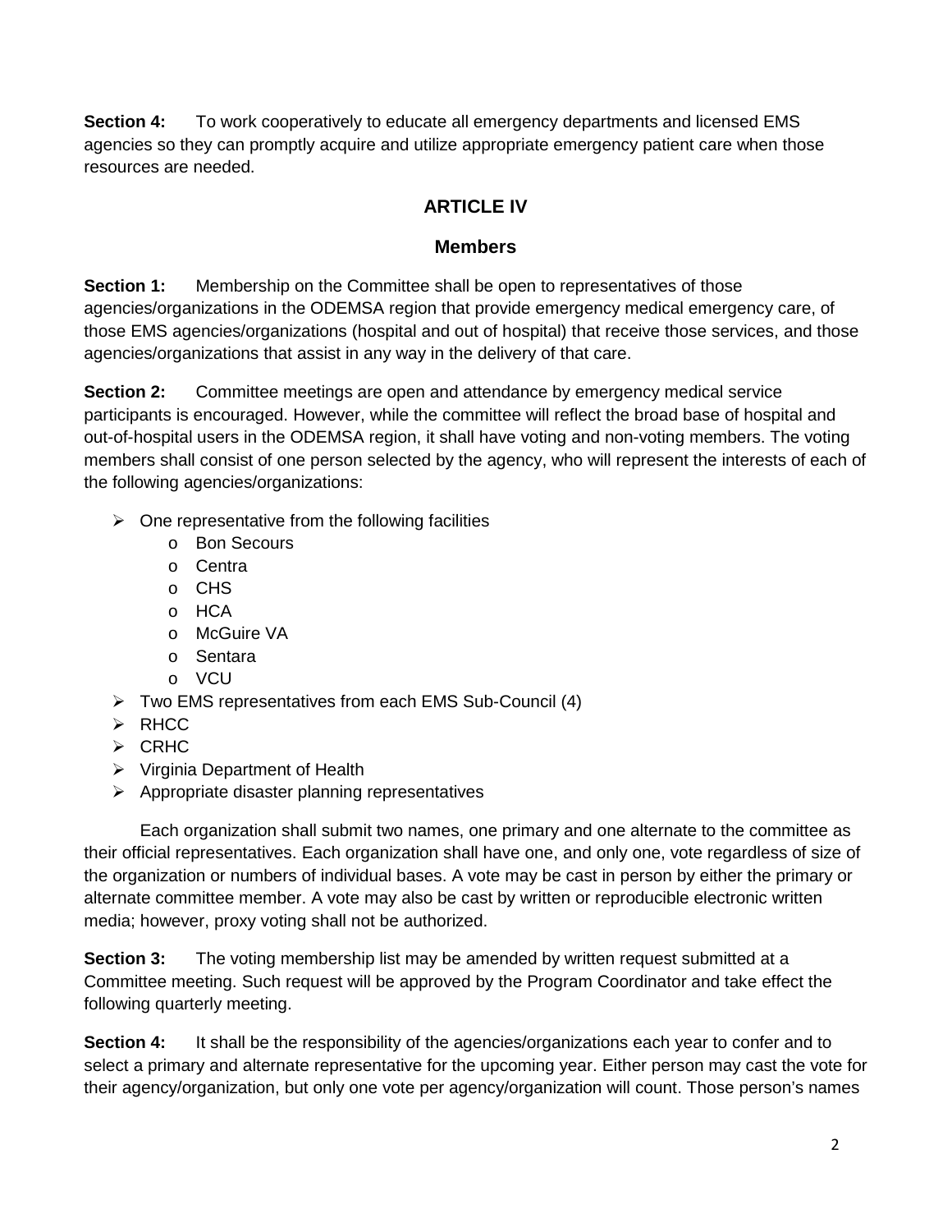**Section 4:** To work cooperatively to educate all emergency departments and licensed EMS agencies so they can promptly acquire and utilize appropriate emergency patient care when those resources are needed.

## ARTICLE IV

### Members

**Section 1:** Membership on the Committee shall be open to representatives of those agencies/organizations in the ODEMSA region that provide emergency medical emergency care, of those EMS agencies/organizations (hospital and out of hospital) that receive those services, and those agencies/organizations that assist in any way in the delivery of that care.

**Section 2:** Committee meetings are open and attendance by emergency medical service participants is encouraged. However, while the committee will reflect the broad base of hospital and out-of-hospital users in the ODEMSA region, it shall have voting and non-voting members. The voting members shall consist of one person selected by the agency, who will represent the interests of each of the following agencies/organizations:

- One representative from the following facilities
  - Bon Secours
  - Centra
  - CHS
  - HCA
  - McGuire VA
  - Sentara
  - VCU
- Two EMS representatives from each EMS Sub-Council (4)
- RHCC
- CRHC
- Virginia Department of Health
- Appropriate disaster planning representatives

Each organization shall submit two names, one primary and one alternate to the committee as their official representatives. Each organization shall have one, and only one, vote regardless of size of the organization or numbers of individual bases. A vote may be cast in person by either the primary or alternate committee member. A vote may also be cast by written or reproducible electronic written media; however, proxy voting shall not be authorized.

**Section 3:** The voting membership list may be amended by written request submitted at a Committee meeting. Such request will be approved by the Program Coordinator and take effect the following quarterly meeting.

**Section 4:** It shall be the responsibility of the agencies/organizations each year to confer and to select a primary and alternate representative for the upcoming year. Either person may cast the vote for their agency/organization, but only one vote per agency/organization will count. Those person's names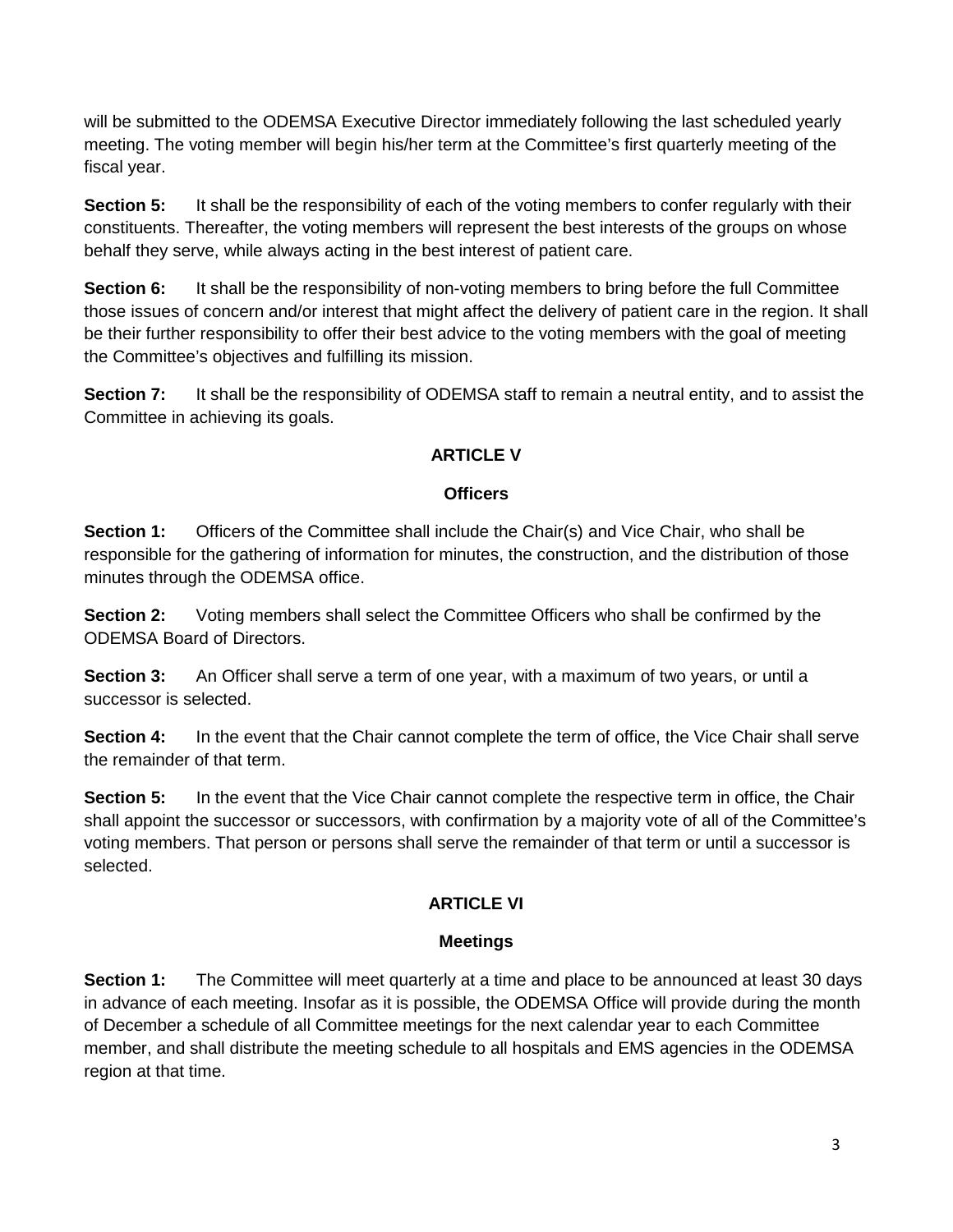will be submitted to the ODEMSA Executive Director immediately following the last scheduled yearly meeting. The voting member will begin his/her term at the Committee's first quarterly meeting of the fiscal year.

**Section 5:** It shall be the responsibility of each of the voting members to confer regularly with their constituents. Thereafter, the voting members will represent the best interests of the groups on whose behalf they serve, while always acting in the best interest of patient care.

**Section 6:** It shall be the responsibility of non-voting members to bring before the full Committee those issues of concern and/or interest that might affect the delivery of patient care in the region. It shall be their further responsibility to offer their best advice to the voting members with the goal of meeting the Committee's objectives and fulfilling its mission.

**Section 7:** It shall be the responsibility of ODEMSA staff to remain a neutral entity, and to assist the Committee in achieving its goals.

## ARTICLE V

### Officers

**Section 1:** Officers of the Committee shall include the Chair(s) and Vice Chair, who shall be responsible for the gathering of information for minutes, the construction, and the distribution of those minutes through the ODEMSA office.

**Section 2:** Voting members shall select the Committee Officers who shall be confirmed by the ODEMSA Board of Directors.

**Section 3:** An Officer shall serve a term of one year, with a maximum of two years, or until a successor is selected.

**Section 4:** In the event that the Chair cannot complete the term of office, the Vice Chair shall serve the remainder of that term.

**Section 5:** In the event that the Vice Chair cannot complete the respective term in office, the Chair shall appoint the successor or successors, with confirmation by a majority vote of all of the Committee's voting members. That person or persons shall serve the remainder of that term or until a successor is selected.

## ARTICLE VI

### Meetings

**Section 1:** The Committee will meet quarterly at a time and place to be announced at least 30 days in advance of each meeting. Insofar as it is possible, the ODEMSA Office will provide during the month of December a schedule of all Committee meetings for the next calendar year to each Committee member, and shall distribute the meeting schedule to all hospitals and EMS agencies in the ODEMSA region at that time.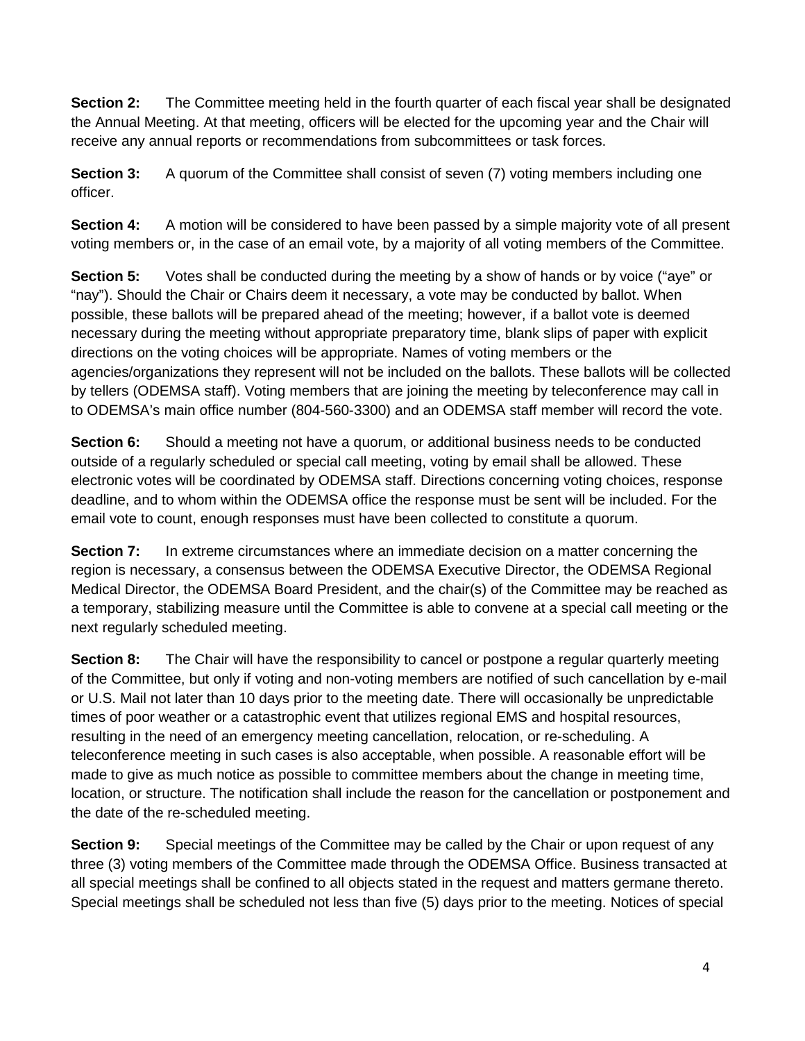**Section 2:** The Committee meeting held in the fourth quarter of each fiscal year shall be designated the Annual Meeting. At that meeting, officers will be elected for the upcoming year and the Chair will receive any annual reports or recommendations from subcommittees or task forces.

**Section 3:** A quorum of the Committee shall consist of seven (7) voting members including one officer.

**Section 4:** A motion will be considered to have been passed by a simple majority vote of all present voting members or, in the case of an email vote, by a majority of all voting members of the Committee.

**Section 5:** Votes shall be conducted during the meeting by a show of hands or by voice ("aye" or "nay"). Should the Chair or Chairs deem it necessary, a vote may be conducted by ballot. When possible, these ballots will be prepared ahead of the meeting; however, if a ballot vote is deemed necessary during the meeting without appropriate preparatory time, blank slips of paper with explicit directions on the voting choices will be appropriate. Names of voting members or the agencies/organizations they represent will not be included on the ballots. These ballots will be collected by tellers (ODEMSA staff). Voting members that are joining the meeting by teleconference may call in to ODEMSA's main office number (804-560-3300) and an ODEMSA staff member will record the vote.

**Section 6:** Should a meeting not have a quorum, or additional business needs to be conducted outside of a regularly scheduled or special call meeting, voting by email shall be allowed. These electronic votes will be coordinated by ODEMSA staff. Directions concerning voting choices, response deadline, and to whom within the ODEMSA office the response must be sent will be included. For the email vote to count, enough responses must have been collected to constitute a quorum.

**Section 7:** In extreme circumstances where an immediate decision on a matter concerning the region is necessary, a consensus between the ODEMSA Executive Director, the ODEMSA Regional Medical Director, the ODEMSA Board President, and the chair(s) of the Committee may be reached as a temporary, stabilizing measure until the Committee is able to convene at a special call meeting or the next regularly scheduled meeting.

**Section 8:** The Chair will have the responsibility to cancel or postpone a regular quarterly meeting of the Committee, but only if voting and non-voting members are notified of such cancellation by e-mail or U.S. Mail not later than 10 days prior to the meeting date. There will occasionally be unpredictable times of poor weather or a catastrophic event that utilizes regional EMS and hospital resources, resulting in the need of an emergency meeting cancellation, relocation, or re-scheduling. A teleconference meeting in such cases is also acceptable, when possible. A reasonable effort will be made to give as much notice as possible to committee members about the change in meeting time, location, or structure. The notification shall include the reason for the cancellation or postponement and the date of the re-scheduled meeting.

**Section 9:** Special meetings of the Committee may be called by the Chair or upon request of any three (3) voting members of the Committee made through the ODEMSA Office. Business transacted at all special meetings shall be confined to all objects stated in the request and matters germane thereto. Special meetings shall be scheduled not less than five (5) days prior to the meeting. Notices of special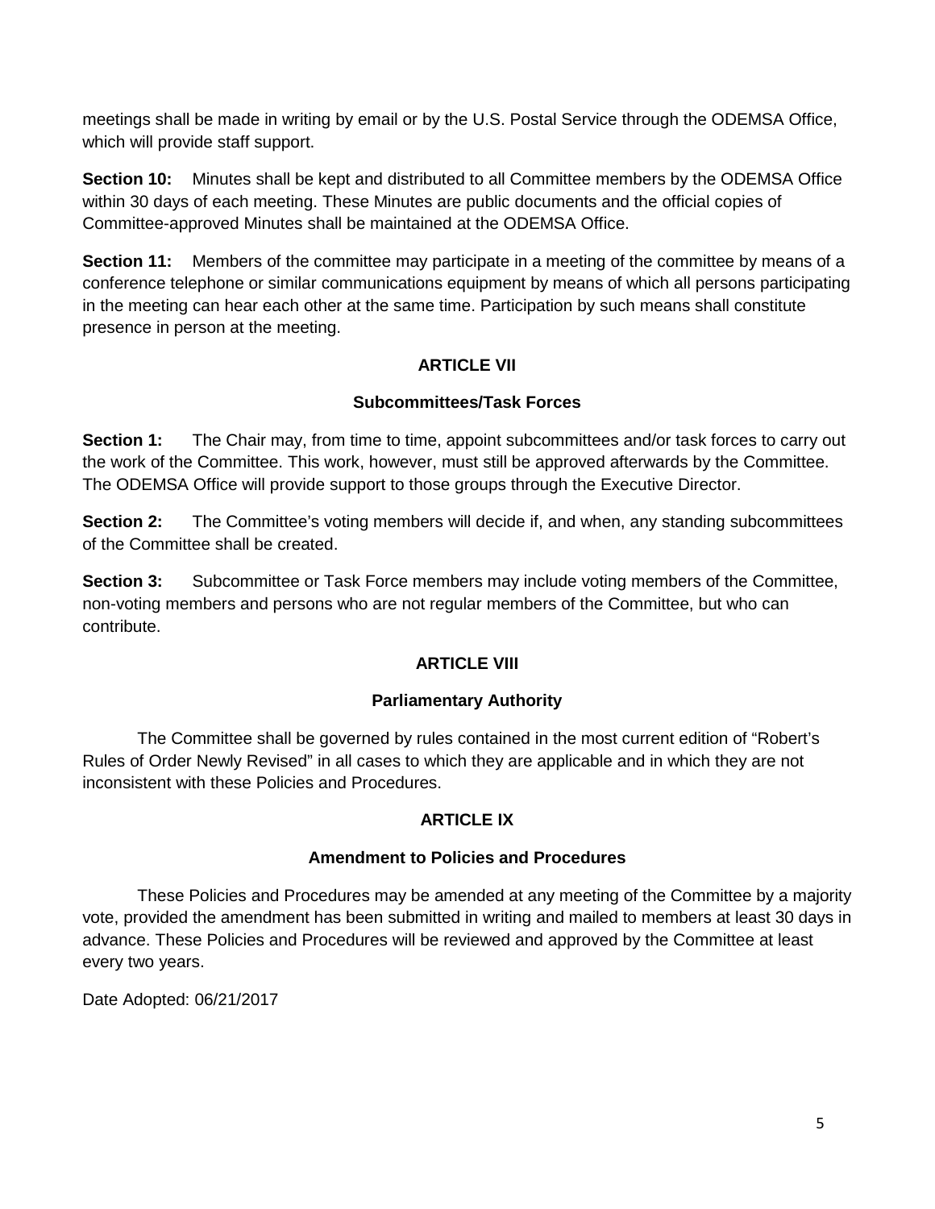meetings shall be made in writing by email or by the U.S. Postal Service through the ODEMSA Office, which will provide staff support.

**Section 10:** Minutes shall be kept and distributed to all Committee members by the ODEMSA Office within 30 days of each meeting. These Minutes are public documents and the official copies of Committee-approved Minutes shall be maintained at the ODEMSA Office.

**Section 11:** Members of the committee may participate in a meeting of the committee by means of a conference telephone or similar communications equipment by means of which all persons participating in the meeting can hear each other at the same time. Participation by such means shall constitute presence in person at the meeting.

## ARTICLE VII

### Subcommittees/Task Forces

**Section 1:** The Chair may, from time to time, appoint subcommittees and/or task forces to carry out the work of the Committee. This work, however, must still be approved afterwards by the Committee. The ODEMSA Office will provide support to those groups through the Executive Director.

**Section 2:** The Committee's voting members will decide if, and when, any standing subcommittees of the Committee shall be created.

**Section 3:** Subcommittee or Task Force members may include voting members of the Committee, non-voting members and persons who are not regular members of the Committee, but who can contribute.

## ARTICLE VIII

### Parliamentary Authority

The Committee shall be governed by rules contained in the most current edition of "Robert's Rules of Order Newly Revised" in all cases to which they are applicable and in which they are not inconsistent with these Policies and Procedures.

## ARTICLE IX

### Amendment to Policies and Procedures

These Policies and Procedures may be amended at any meeting of the Committee by a majority vote, provided the amendment has been submitted in writing and mailed to members at least 30 days in advance. These Policies and Procedures will be reviewed and approved by the Committee at least every two years.

Date Adopted: 06/21/2017